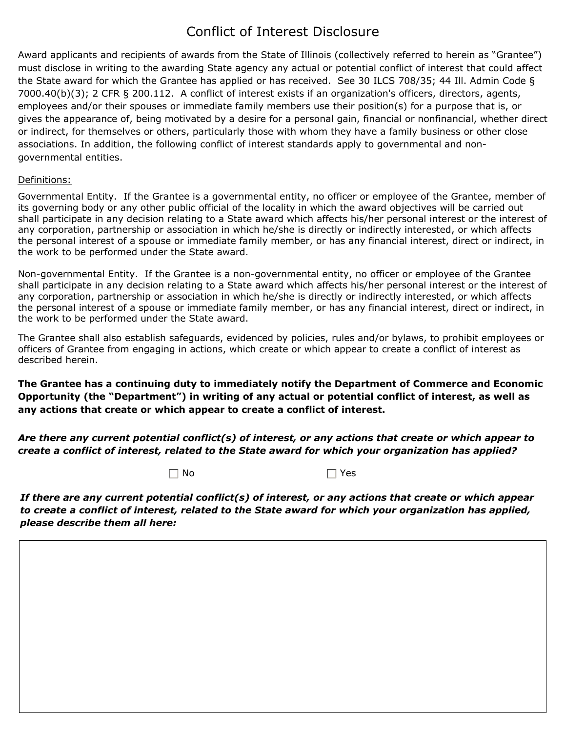# Conflict of Interest Disclosure

Award applicants and recipients of awards from the State of Illinois (collectively referred to herein as "Grantee") must disclose in writing to the awarding State agency any actual or potential conflict of interest that could affect the State award for which the Grantee has applied or has received. See 30 ILCS 708/35; 44 Ill. Admin Code § 7000.40(b)(3); 2 CFR § 200.112. A conflict of interest exists if an organization's officers, directors, agents, employees and/or their spouses or immediate family members use their position(s) for a purpose that is, or gives the appearance of, being motivated by a desire for a personal gain, financial or nonfinancial, whether direct or indirect, for themselves or others, particularly those with whom they have a family business or other close associations. In addition, the following conflict of interest standards apply to governmental and non-governmental entities.

Definitions:

Governmental Entity. If the Grantee is a governmental entity, no officer or employee of the Grantee, member of its governing body or any other public official of the locality in which the award objectives will be carried out shall participate in any decision relating to a State award which affects his/her personal interest or the interest of any corporation, partnership or association in which he/she is directly or indirectly interested, or which affects the personal interest of a spouse or immediate family member, or has any financial interest, direct or indirect, in the work to be performed under the State award.

Non-governmental Entity. If the Grantee is a non-governmental entity, no officer or employee of the Grantee shall participate in any decision relating to a State award which affects his/her personal interest or the interest of any corporation, partnership or association in which he/she is directly or indirectly interested, or which affects the personal interest of a spouse or immediate family member, or has any financial interest, direct or indirect, in the work to be performed under the State award.

The Grantee shall also establish safeguards, evidenced by policies, rules and/or bylaws, to prohibit employees or officers of Grantee from engaging in actions, which create or which appear to create a conflict of interest as described herein.

**The Grantee has a continuing duty to immediately notify the Department of Commerce and Economic Opportunity (the "Department") in writing of any actual or potential conflict of interest, as well as any actions that create or which appear to create a conflict of interest.**

***Are there any current potential conflict(s) of interest, or any actions that create or which appear to create a conflict of interest, related to the State award for which your organization has applied?***

☐ No ☐ Yes

***If there are any current potential conflict(s) of interest, or any actions that create or which appear to create a conflict of interest, related to the State award for which your organization has applied, please describe them all here:***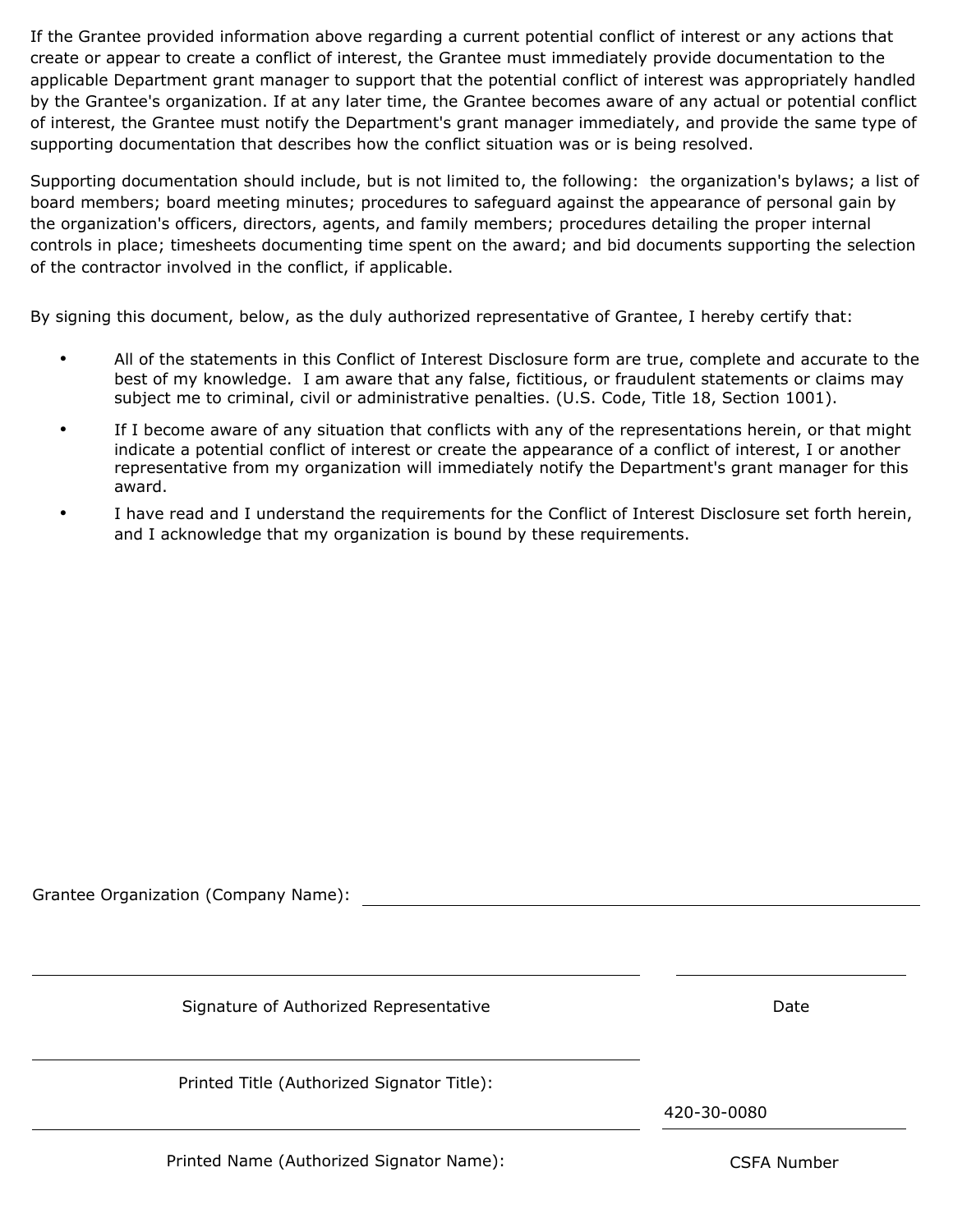If the Grantee provided information above regarding a current potential conflict of interest or any actions that create or appear to create a conflict of interest, the Grantee must immediately provide documentation to the applicable Department grant manager to support that the potential conflict of interest was appropriately handled by the Grantee's organization. If at any later time, the Grantee becomes aware of any actual or potential conflict of interest, the Grantee must notify the Department's grant manager immediately, and provide the same type of supporting documentation that describes how the conflict situation was or is being resolved.

Supporting documentation should include, but is not limited to, the following: the organization's bylaws; a list of board members; board meeting minutes; procedures to safeguard against the appearance of personal gain by the organization's officers, directors, agents, and family members; procedures detailing the proper internal controls in place; timesheets documenting time spent on the award; and bid documents supporting the selection of the contractor involved in the conflict, if applicable.

By signing this document, below, as the duly authorized representative of Grantee, I hereby certify that:

- All of the statements in this Conflict of Interest Disclosure form are true, complete and accurate to the best of my knowledge. I am aware that any false, fictitious, or fraudulent statements or claims may subject me to criminal, civil or administrative penalties. (U.S. Code, Title 18, Section 1001).
- If I become aware of any situation that conflicts with any of the representations herein, or that might indicate a potential conflict of interest or create the appearance of a conflict of interest, I or another representative from my organization will immediately notify the Department's grant manager for this award.
- I have read and I understand the requirements for the Conflict of Interest Disclosure set forth herein, and I acknowledge that my organization is bound by these requirements.

Grantee Organization (Company Name): ______________________________

______________________________ ______________

Signature of Authorized Representative — Date

______________________________

Printed Title (Authorized Signator Title):

______________________________ 420-30-0080

Printed Name (Authorized Signator Name): — CSFA Number